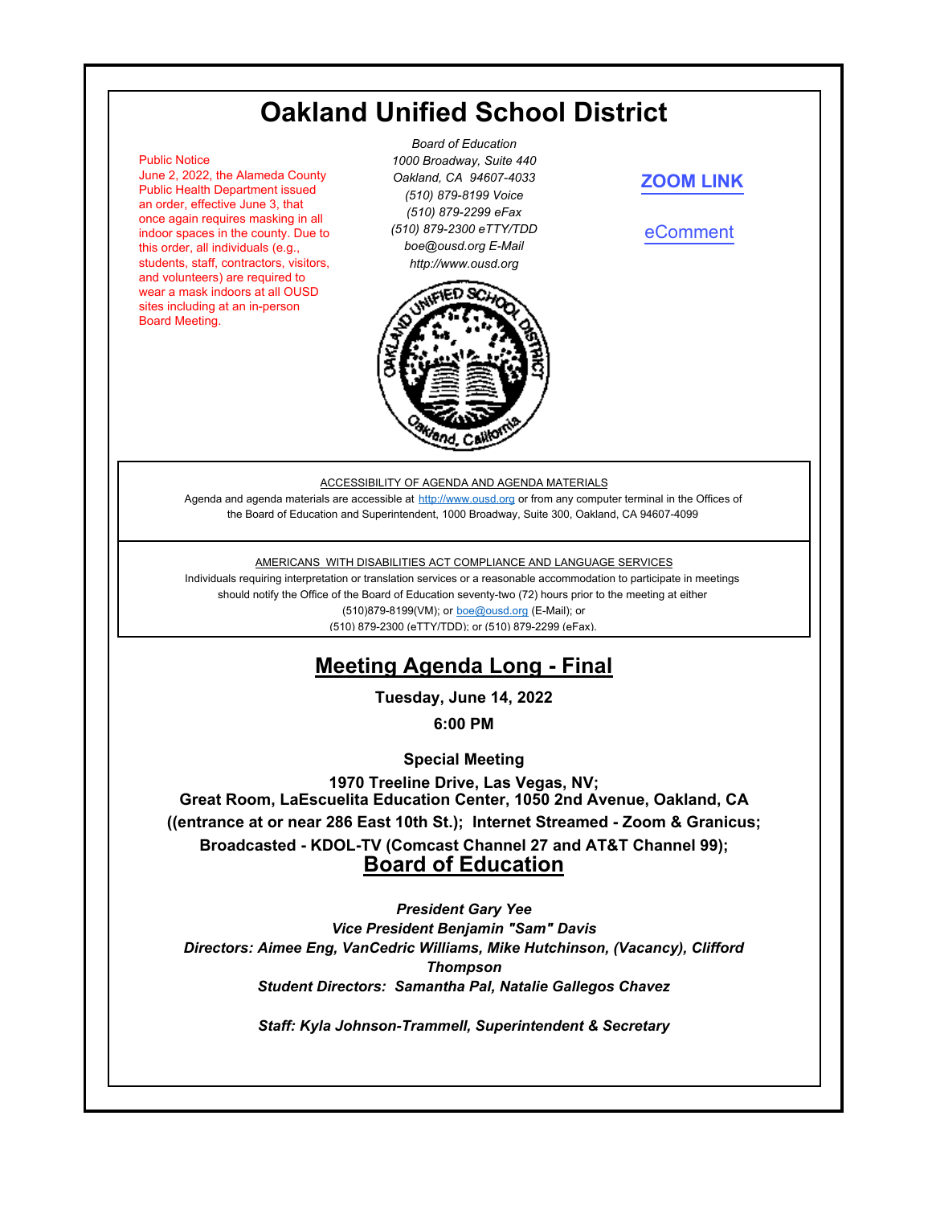# Oakland Unified School District

Public Notice
June 2, 2022, the Alameda County Public Health Department issued an order, effective June 3, that once again requires masking in all indoor spaces in the county. Due to this order, all individuals (e.g., students, staff, contractors, visitors, and volunteers) are required to wear a mask indoors at all OUSD sites including at an in-person Board Meeting.

*Board of Education*
*1000 Broadway, Suite 440*
*Oakland, CA 94607-4033*
*(510) 879-8199 Voice*
*(510) 879-2299 eFax*
*(510) 879-2300 eTTY/TDD*
*boe@ousd.org E-Mail*
*http://www.ousd.org*

**ZOOM LINK**

eComment

ACCESSIBILITY OF AGENDA AND AGENDA MATERIALS

Agenda and agenda materials are accessible at http://www.ousd.org or from any computer terminal in the Offices of the Board of Education and Superintendent, 1000 Broadway, Suite 300, Oakland, CA 94607-4099

AMERICANS WITH DISABILITIES ACT COMPLIANCE AND LANGUAGE SERVICES

Individuals requiring interpretation or translation services or a reasonable accommodation to participate in meetings should notify the Office of the Board of Education seventy-two (72) hours prior to the meeting at either (510)879-8199(VM); or boe@ousd.org (E-Mail); or (510) 879-2300 (eTTY/TDD); or (510) 879-2299 (eFax).

## Meeting Agenda Long - Final

**Tuesday, June 14, 2022**

**6:00 PM**

**Special Meeting**

**1970 Treeline Drive, Las Vegas, NV;**
**Great Room, LaEscuelita Education Center, 1050 2nd Avenue, Oakland, CA ((entrance at or near 286 East 10th St.); Internet Streamed - Zoom & Granicus; Broadcasted - KDOL-TV (Comcast Channel 27 and AT&T Channel 99);**

## Board of Education

***President Gary Yee***
***Vice President Benjamin "Sam" Davis***
***Directors: Aimee Eng, VanCedric Williams, Mike Hutchinson, (Vacancy), Clifford Thompson***
***Student Directors: Samantha Pal, Natalie Gallegos Chavez***

***Staff: Kyla Johnson-Trammell, Superintendent & Secretary***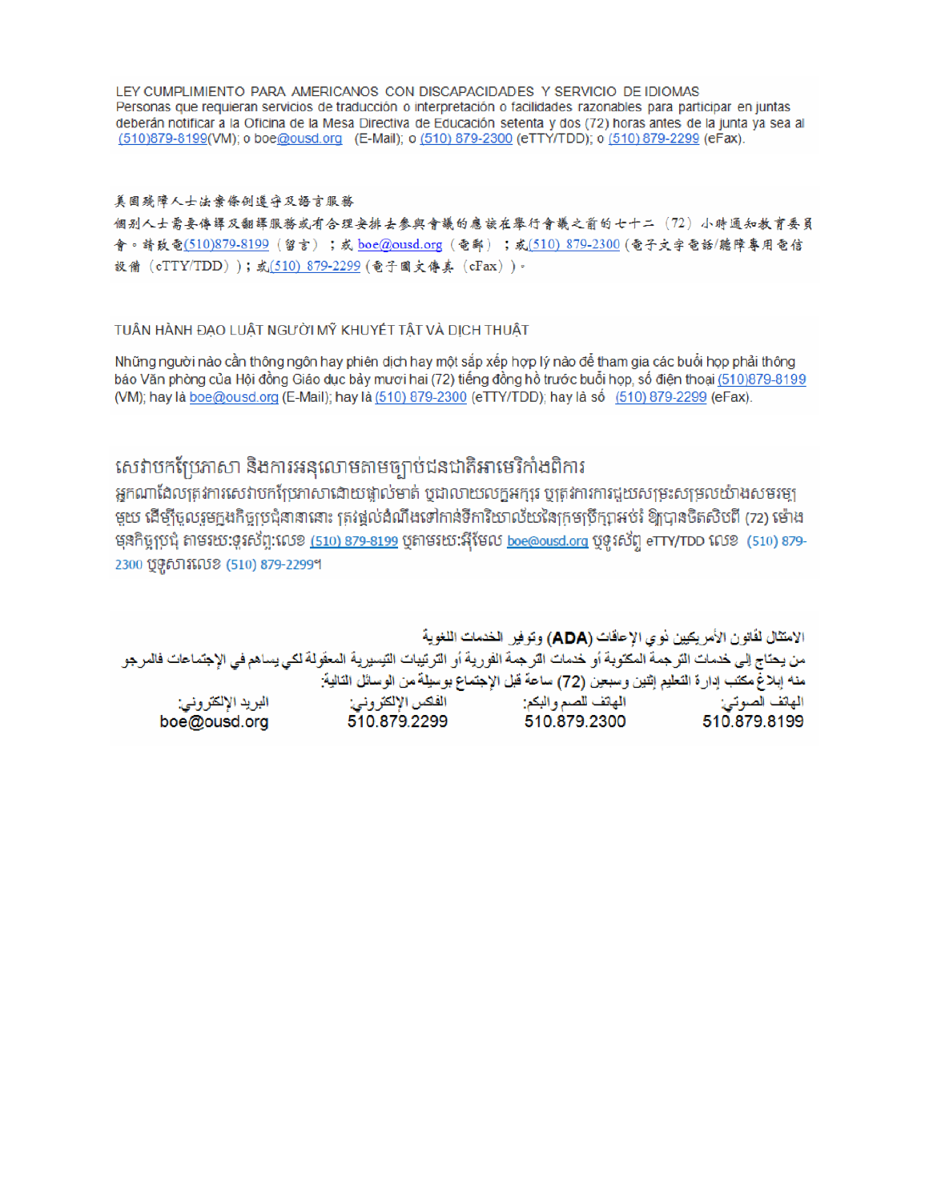LEY CUMPLIMIENTO PARA AMERICANOS CON DISCAPACIDADES Y SERVICIO DE IDIOMAS
Personas que requieran servicios de traducción o interpretación o facilidades razonables para participar en juntas deberán notificar a la Oficina de la Mesa Directiva de Educación setenta y dos (72) horas antes de la junta ya sea al (510)879-8199(VM); o boe@ousd.org (E-Mail); o (510) 879-2300 (eTTY/TDD); o (510) 879-2299 (eFax).

美國殘障人士法案條例遵守及語言服務
個別人士需要傳譯及翻譯服務或有合理安排去參與會議的應該在舉行會議之前的七十二（72）小時通知教育委員會。請致電(510)879-8199（留言）；或 boe@ousd.org（電郵）；或(510) 879-2300（電子文字電話/聽障專用電信設備（eTTY/TDD））；或(510) 879-2299（電子圖文傳真（eFax））。

TUÂN HÀNH ĐẠO LUẬT NGƯỜI MỸ KHUYẾT TẬT VÀ DỊCH THUẬT

Những người nào cần thông ngôn hay phiên dịch hay một sắp xếp hợp lý nào để tham gia các buổi họp phải thông báo Văn phòng của Hội đồng Giáo dục bảy mươi hai (72) tiếng đồng hồ trước buổi họp, số điện thoại (510)879-8199 (VM); hay là boe@ousd.org (E-Mail); hay là (510) 879-2300 (eTTY/TDD); hay là số (510) 879-2299 (eFax).

សេវាបកប្រែភាសា និងការអនុលោមតាមច្បាប់ជនជាតិអាមេរិកាំងពិការ
អ្នកណាដែលត្រូវការសេវាបកប្រែភាសាដោយផ្ទាល់មាត់ ឬជាលាយលក្ខអក្សរ ឬត្រូវការការជួយសម្រះសម្រួលយ៉ាងសមរម្យមួយ ដើម្បីចូលរួមក្នុងកិច្ចប្រជុំនានានោះ ត្រូវផ្តល់ដំណឹងទៅកាន់ទីការិយាល័យនៃក្រុមប្រឹក្សាអប់រំ ឱ្យបានចិតសិបពីរ (72) ម៉ោង មុនកិច្ចប្រជុំ តាមរយៈទូរស័ព្ទ:លេខ (510) 879-8199 ឬតាមរយៈអ៊ីមែល boe@ousd.org ឬទូរស័ព្ទ eTTY/TDD លេខ (510) 879-2300 ឬទូសារលេខ (510) 879-2299។

الامتثال لقانون الأمريكيين ذوي الإعاقات (ADA) وتوفير الخدمات اللغوية
من يحتاج إلى خدمات الترجمة المكتوبة أو خدمات الترجمة الفورية أو الترتيبات التيسيرية المعقولة لكي يساهم في الإجتماعات فالمرجو منه إبلاغ مكتب إدارة التعليم إثنين وسبعين (72) ساعة قبل الإجتماع بوسيلة من الوسائل التالية:

| الهاتف الصوتي: | الهاتف للصم والبكم: | الفكس الإلكتروني: | البريد الإلكتروني: |
|---|---|---|---|
| 510.879.8199 | 510.879.2300 | 510.879.2299 | boe@ousd.org |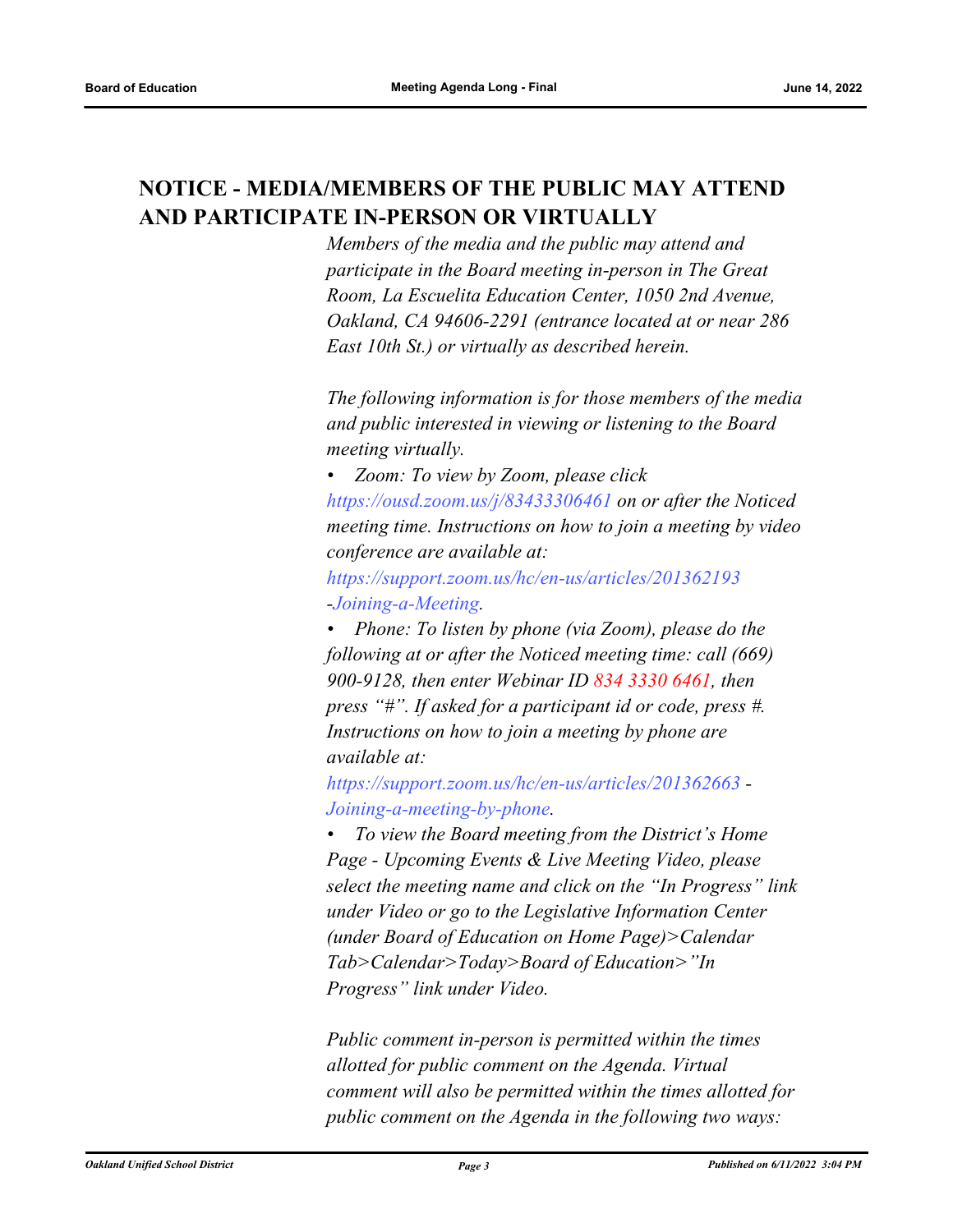## NOTICE - MEDIA/MEMBERS OF THE PUBLIC MAY ATTEND AND PARTICIPATE IN-PERSON OR VIRTUALLY

*Members of the media and the public may attend and participate in the Board meeting in-person in The Great Room, La Escuelita Education Center, 1050 2nd Avenue, Oakland, CA 94606-2291 (entrance located at or near 286 East 10th St.) or virtually as described herein.*

*The following information is for those members of the media and public interested in viewing or listening to the Board meeting virtually.*

- *Zoom: To view by Zoom, please click https://ousd.zoom.us/j/83433306461 on or after the Noticed meeting time. Instructions on how to join a meeting by video conference are available at: https://support.zoom.us/hc/en-us/articles/201362193-Joining-a-Meeting.*
- *Phone: To listen by phone (via Zoom), please do the following at or after the Noticed meeting time: call (669) 900-9128, then enter Webinar ID 834 3330 6461, then press "#". If asked for a participant id or code, press #. Instructions on how to join a meeting by phone are available at: https://support.zoom.us/hc/en-us/articles/201362663 - Joining-a-meeting-by-phone.*
- *To view the Board meeting from the District's Home Page - Upcoming Events & Live Meeting Video, please select the meeting name and click on the "In Progress" link under Video or go to the Legislative Information Center (under Board of Education on Home Page)>Calendar Tab>Calendar>Today>Board of Education>"In Progress" link under Video.*

*Public comment in-person is permitted within the times allotted for public comment on the Agenda. Virtual comment will also be permitted within the times allotted for public comment on the Agenda in the following two ways:*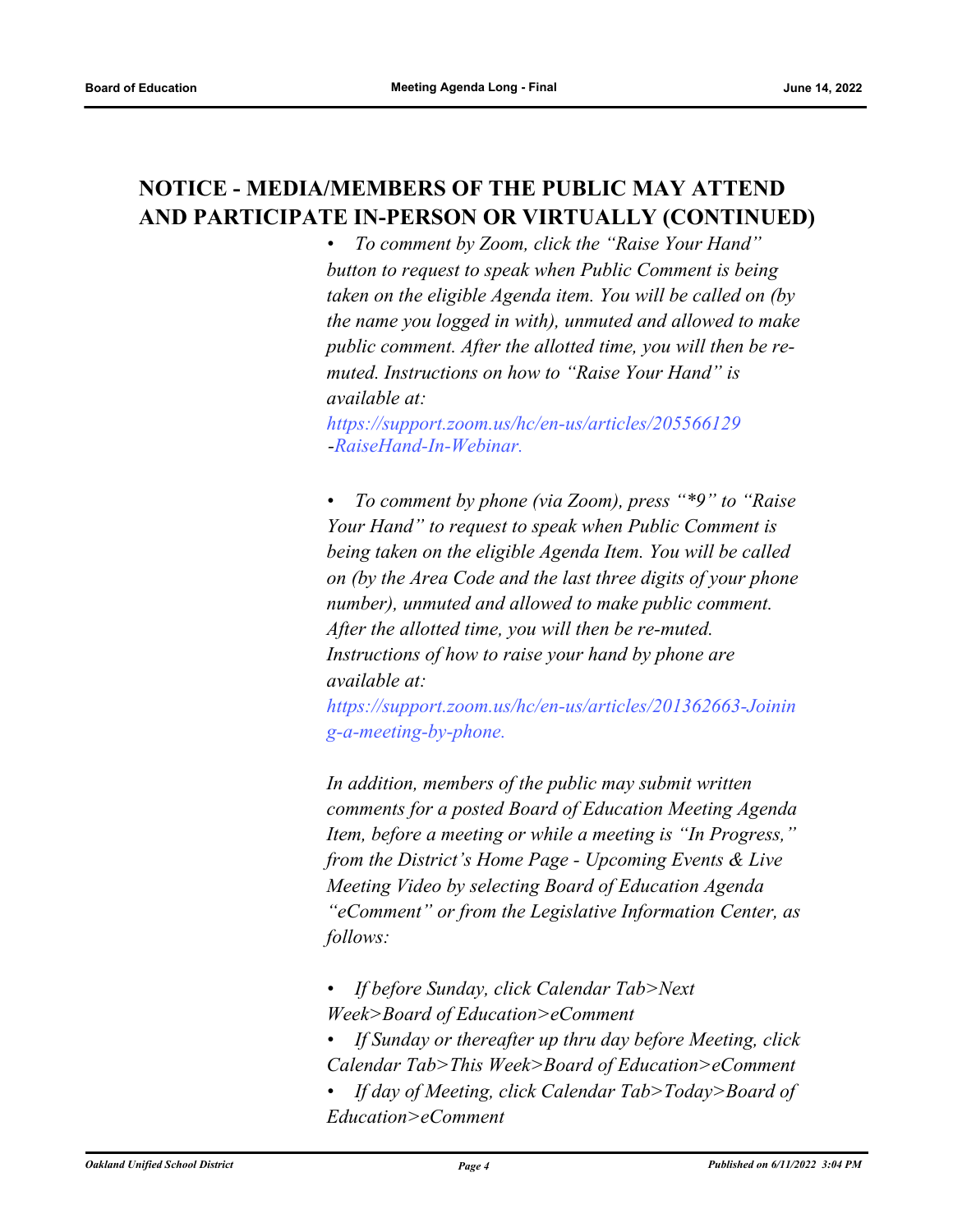## NOTICE - MEDIA/MEMBERS OF THE PUBLIC MAY ATTEND AND PARTICIPATE IN-PERSON OR VIRTUALLY (CONTINUED)

*• To comment by Zoom, click the "Raise Your Hand" button to request to speak when Public Comment is being taken on the eligible Agenda item. You will be called on (by the name you logged in with), unmuted and allowed to make public comment. After the allotted time, you will then be re-muted. Instructions on how to "Raise Your Hand" is available at: https://support.zoom.us/hc/en-us/articles/205566129-RaiseHand-In-Webinar.*

*• To comment by phone (via Zoom), press "*9" to "Raise Your Hand" to request to speak when Public Comment is being taken on the eligible Agenda Item. You will be called on (by the Area Code and the last three digits of your phone number), unmuted and allowed to make public comment. After the allotted time, you will then be re-muted. Instructions of how to raise your hand by phone are available at: https://support.zoom.us/hc/en-us/articles/201362663-Joining-a-meeting-by-phone.*

*In addition, members of the public may submit written comments for a posted Board of Education Meeting Agenda Item, before a meeting or while a meeting is "In Progress," from the District's Home Page - Upcoming Events & Live Meeting Video by selecting Board of Education Agenda "eComment" or from the Legislative Information Center, as follows:*

*• If before Sunday, click Calendar Tab>Next Week>Board of Education>eComment*
*• If Sunday or thereafter up thru day before Meeting, click Calendar Tab>This Week>Board of Education>eComment*
*• If day of Meeting, click Calendar Tab>Today>Board of Education>eComment*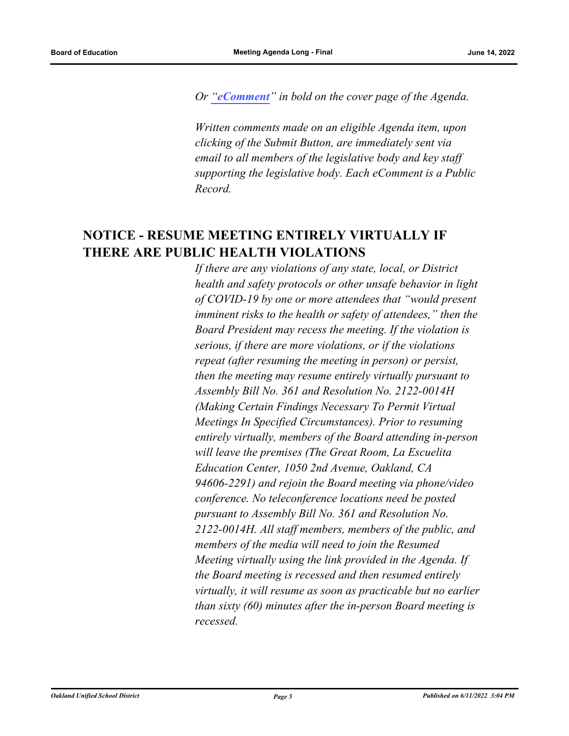*Or "**eComment**" in bold on the cover page of the Agenda.*

*Written comments made on an eligible Agenda item, upon clicking of the Submit Button, are immediately sent via email to all members of the legislative body and key staff supporting the legislative body. Each eComment is a Public Record.*

## NOTICE - RESUME MEETING ENTIRELY VIRTUALLY IF THERE ARE PUBLIC HEALTH VIOLATIONS

*If there are any violations of any state, local, or District health and safety protocols or other unsafe behavior in light of COVID-19 by one or more attendees that "would present imminent risks to the health or safety of attendees," then the Board President may recess the meeting. If the violation is serious, if there are more violations, or if the violations repeat (after resuming the meeting in person) or persist, then the meeting may resume entirely virtually pursuant to Assembly Bill No. 361 and Resolution No. 2122-0014H (Making Certain Findings Necessary To Permit Virtual Meetings In Specified Circumstances). Prior to resuming entirely virtually, members of the Board attending in-person will leave the premises (The Great Room, La Escuelita Education Center, 1050 2nd Avenue, Oakland, CA 94606-2291) and rejoin the Board meeting via phone/video conference. No teleconference locations need be posted pursuant to Assembly Bill No. 361 and Resolution No. 2122-0014H. All staff members, members of the public, and members of the media will need to join the Resumed Meeting virtually using the link provided in the Agenda. If the Board meeting is recessed and then resumed entirely virtually, it will resume as soon as practicable but no earlier than sixty (60) minutes after the in-person Board meeting is recessed.*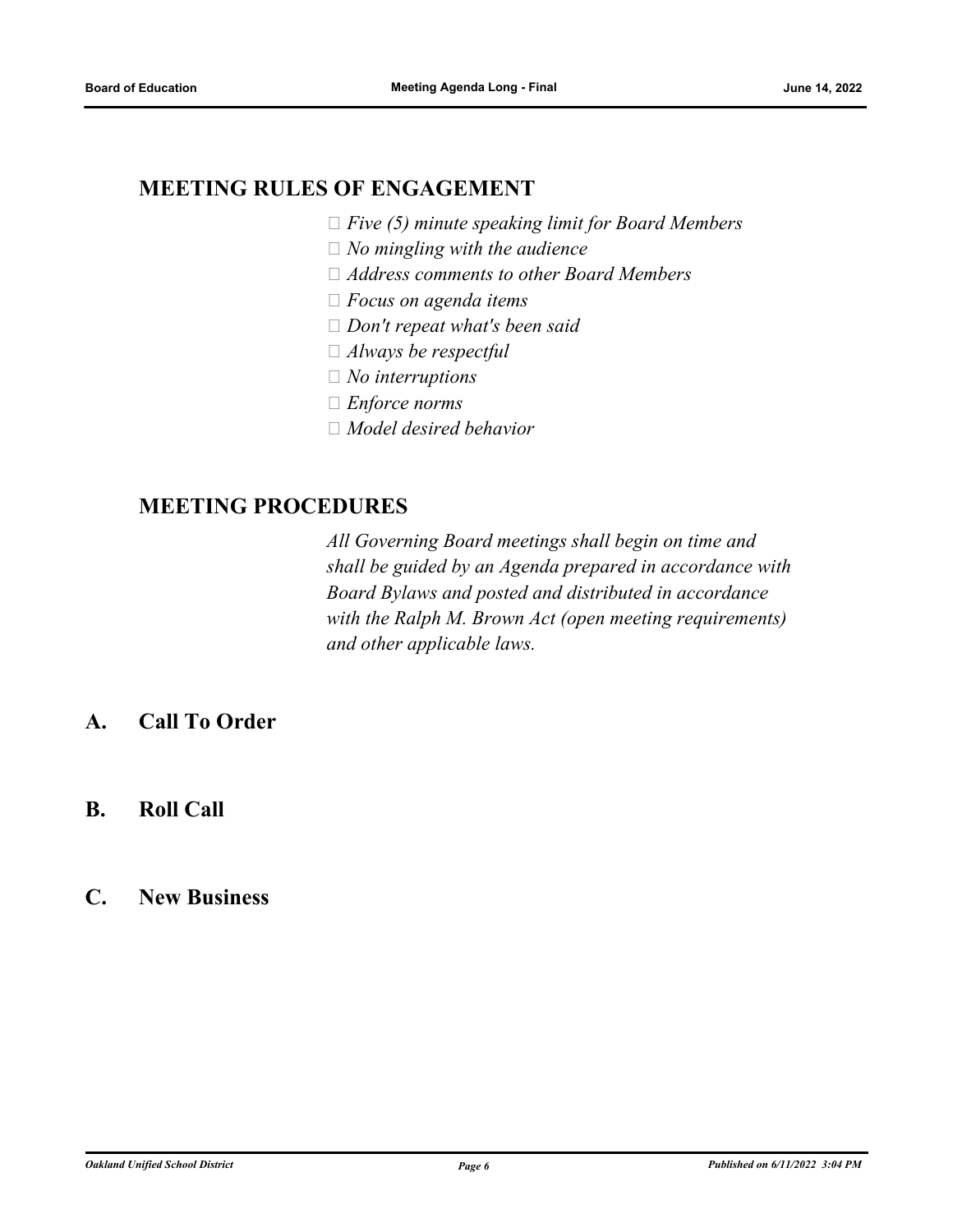## MEETING RULES OF ENGAGEMENT

- *Five (5) minute speaking limit for Board Members*
- *No mingling with the audience*
- *Address comments to other Board Members*
- *Focus on agenda items*
- *Don't repeat what's been said*
- *Always be respectful*
- *No interruptions*
- *Enforce norms*
- *Model desired behavior*

## MEETING PROCEDURES

*All Governing Board meetings shall begin on time and shall be guided by an Agenda prepared in accordance with Board Bylaws and posted and distributed in accordance with the Ralph M. Brown Act (open meeting requirements) and other applicable laws.*

## A. Call To Order

## B. Roll Call

## C. New Business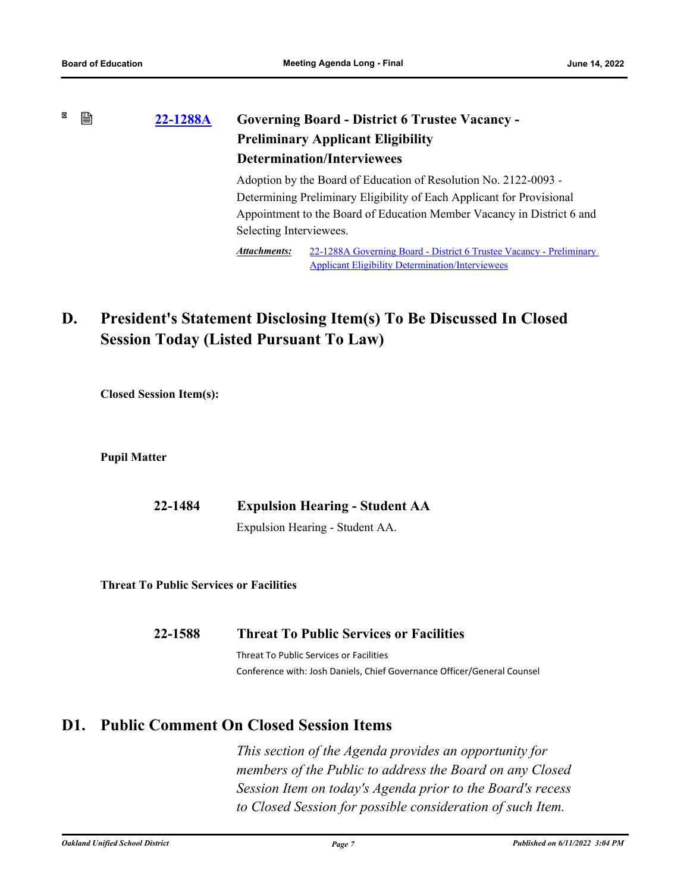**22-1288A** **Governing Board - District 6 Trustee Vacancy - Preliminary Applicant Eligibility Determination/Interviewees**

Adoption by the Board of Education of Resolution No. 2122-0093 - Determining Preliminary Eligibility of Each Applicant for Provisional Appointment to the Board of Education Member Vacancy in District 6 and Selecting Interviewees.

*Attachments:* 22-1288A Governing Board - District 6 Trustee Vacancy - Preliminary Applicant Eligibility Determination/Interviewees

## D. President's Statement Disclosing Item(s) To Be Discussed In Closed Session Today (Listed Pursuant To Law)

**Closed Session Item(s):**

**Pupil Matter**

**22-1484** **Expulsion Hearing - Student AA**

Expulsion Hearing - Student AA.

**Threat To Public Services or Facilities**

**22-1588** **Threat To Public Services or Facilities**

Threat To Public Services or Facilities

Conference with: Josh Daniels, Chief Governance Officer/General Counsel

## D1. Public Comment On Closed Session Items

*This section of the Agenda provides an opportunity for members of the Public to address the Board on any Closed Session Item on today's Agenda prior to the Board's recess to Closed Session for possible consideration of such Item.*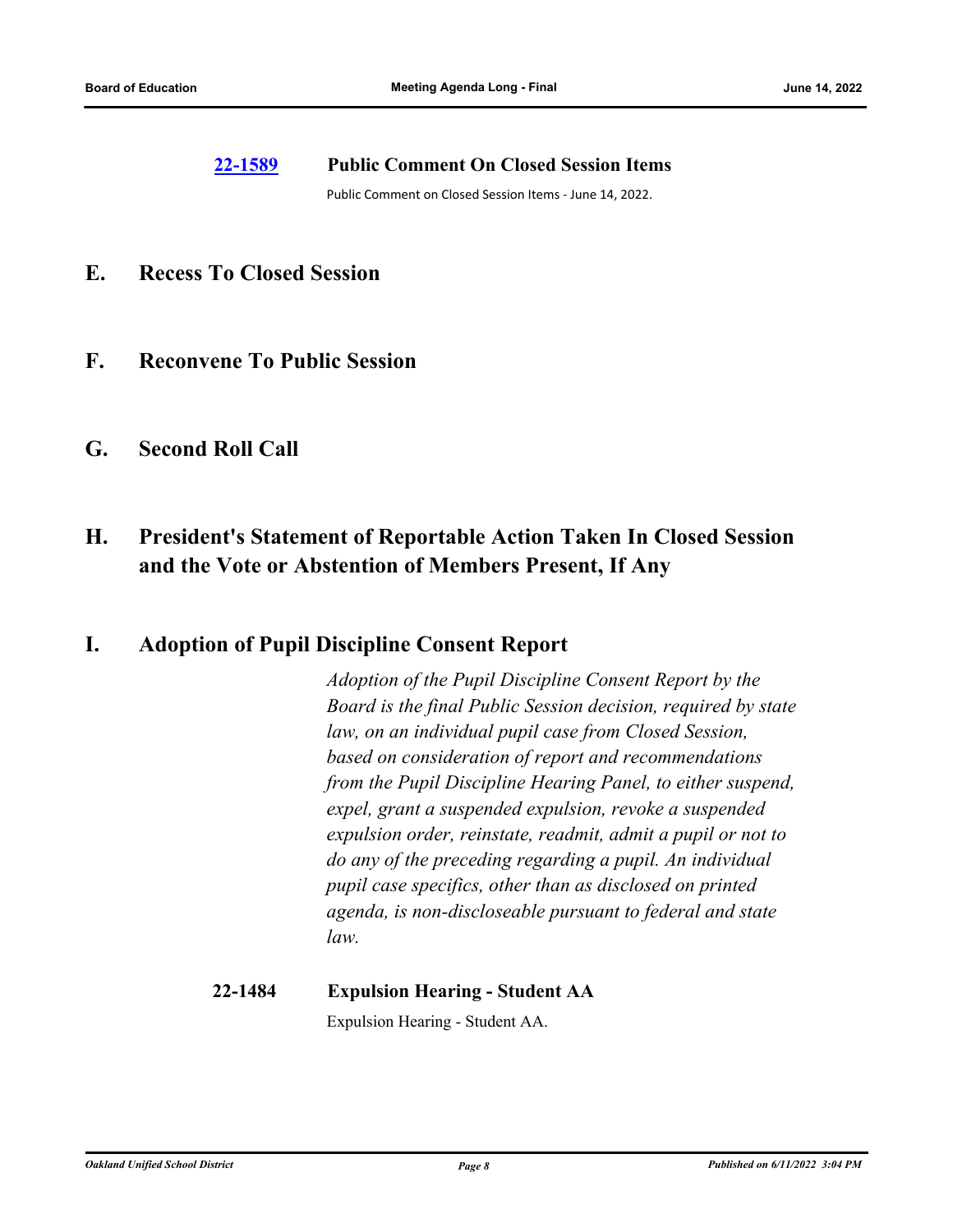**22-1589** **Public Comment On Closed Session Items**

Public Comment on Closed Session Items - June 14, 2022.

## E. Recess To Closed Session

## F. Reconvene To Public Session

## G. Second Roll Call

## H. President's Statement of Reportable Action Taken In Closed Session and the Vote or Abstention of Members Present, If Any

## I. Adoption of Pupil Discipline Consent Report

*Adoption of the Pupil Discipline Consent Report by the Board is the final Public Session decision, required by state law, on an individual pupil case from Closed Session, based on consideration of report and recommendations from the Pupil Discipline Hearing Panel, to either suspend, expel, grant a suspended expulsion, revoke a suspended expulsion order, reinstate, readmit, admit a pupil or not to do any of the preceding regarding a pupil. An individual pupil case specifics, other than as disclosed on printed agenda, is non-discloseable pursuant to federal and state law.*

**22-1484** **Expulsion Hearing - Student AA**

Expulsion Hearing - Student AA.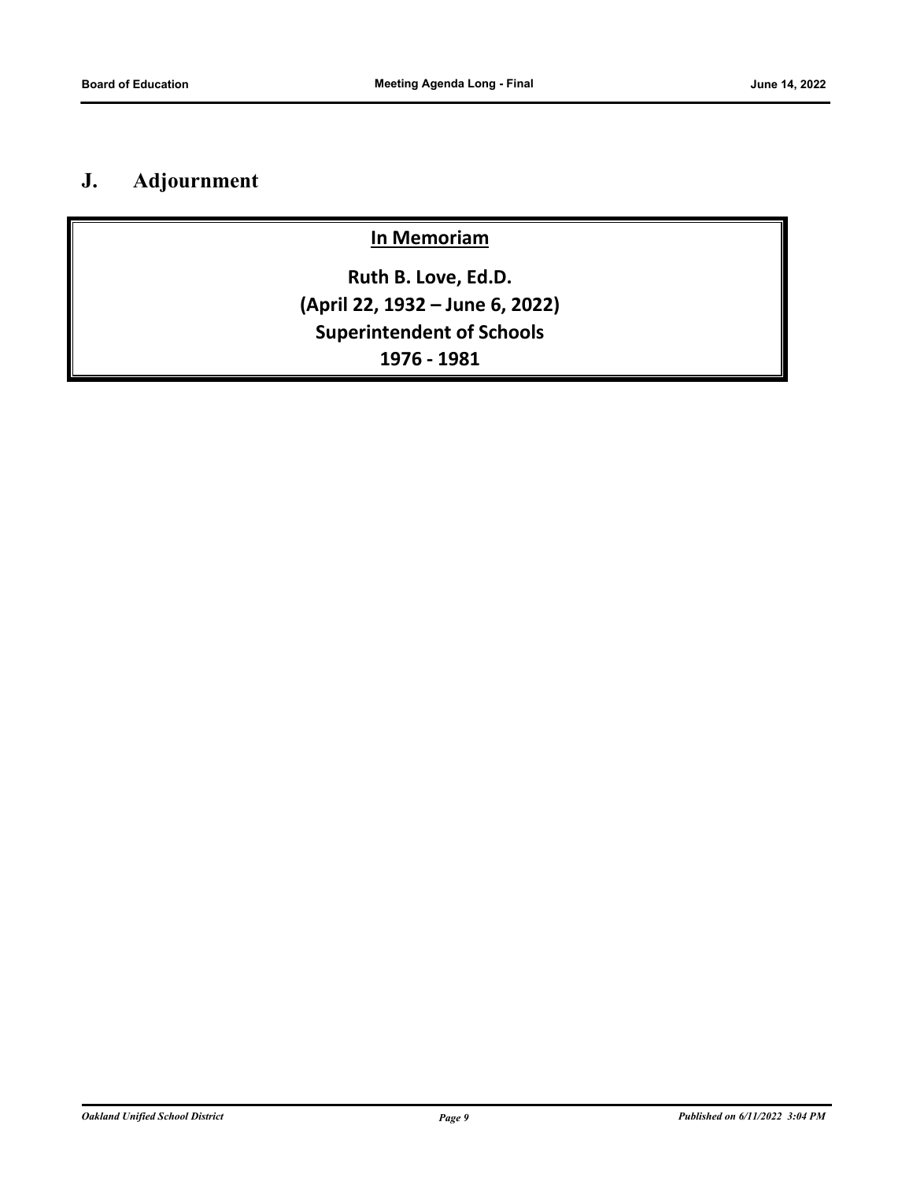## J. Adjournment

**<u>In Memoriam</u>**

**Ruth B. Love, Ed.D.**

**(April 22, 1932 – June 6, 2022)**

**Superintendent of Schools**

**1976 - 1981**